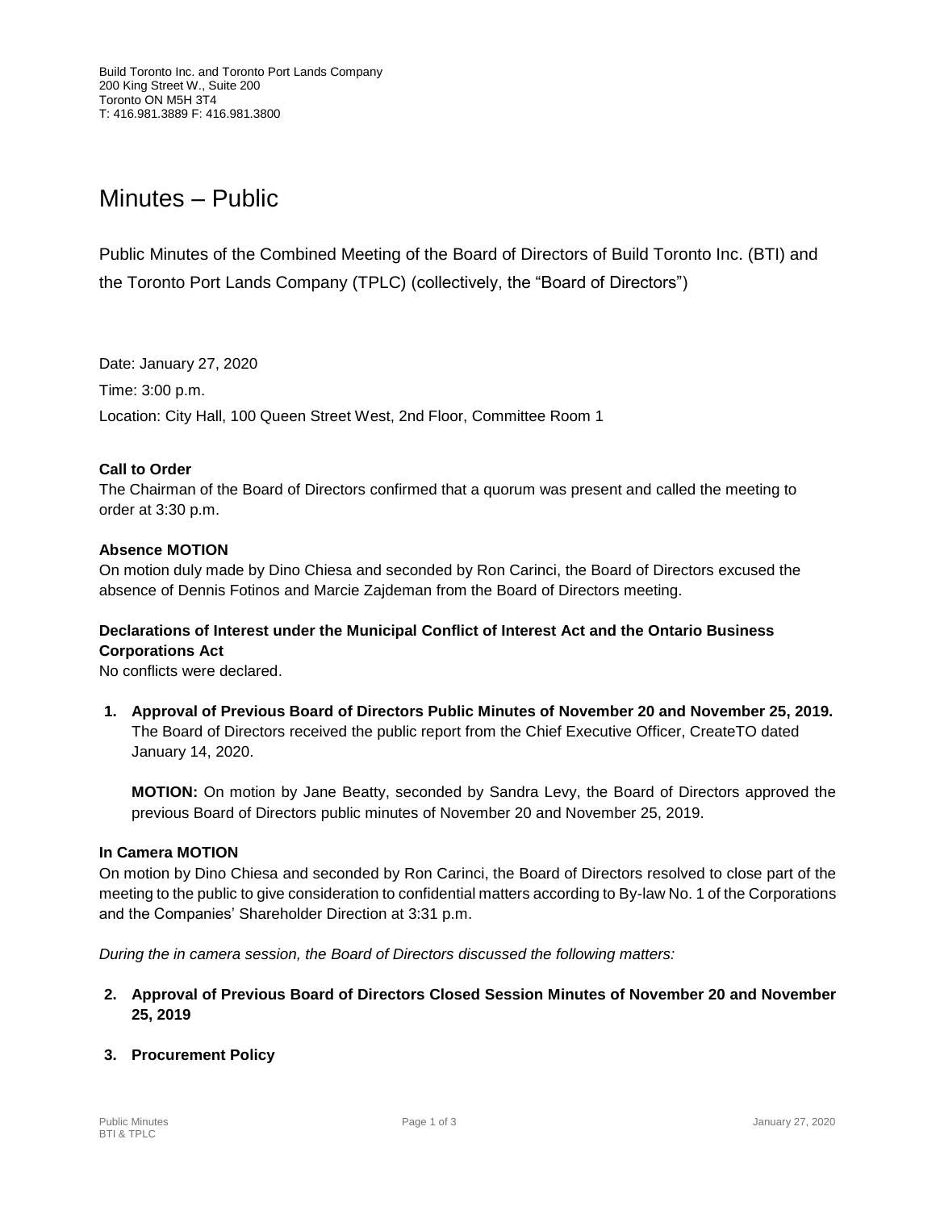Build Toronto Inc. and Toronto Port Lands Company
200 King Street W., Suite 200
Toronto ON M5H 3T4
T: 416.981.3889 F: 416.981.3800

# Minutes – Public

Public Minutes of the Combined Meeting of the Board of Directors of Build Toronto Inc. (BTI) and the Toronto Port Lands Company (TPLC) (collectively, the "Board of Directors")

Date: January 27, 2020

Time: 3:00 p.m.

Location: City Hall, 100 Queen Street West, 2nd Floor, Committee Room 1

**Call to Order**

The Chairman of the Board of Directors confirmed that a quorum was present and called the meeting to order at 3:30 p.m.

**Absence MOTION**

On motion duly made by Dino Chiesa and seconded by Ron Carinci, the Board of Directors excused the absence of Dennis Fotinos and Marcie Zajdeman from the Board of Directors meeting.

**Declarations of Interest under the Municipal Conflict of Interest Act and the Ontario Business Corporations Act**

No conflicts were declared.

1. **Approval of Previous Board of Directors Public Minutes of November 20 and November 25, 2019.** The Board of Directors received the public report from the Chief Executive Officer, CreateTO dated January 14, 2020.

   **MOTION:** On motion by Jane Beatty, seconded by Sandra Levy, the Board of Directors approved the previous Board of Directors public minutes of November 20 and November 25, 2019.

**In Camera MOTION**

On motion by Dino Chiesa and seconded by Ron Carinci, the Board of Directors resolved to close part of the meeting to the public to give consideration to confidential matters according to By-law No. 1 of the Corporations and the Companies' Shareholder Direction at 3:31 p.m.

*During the in camera session, the Board of Directors discussed the following matters:*

2. **Approval of Previous Board of Directors Closed Session Minutes of November 20 and November 25, 2019**

3. **Procurement Policy**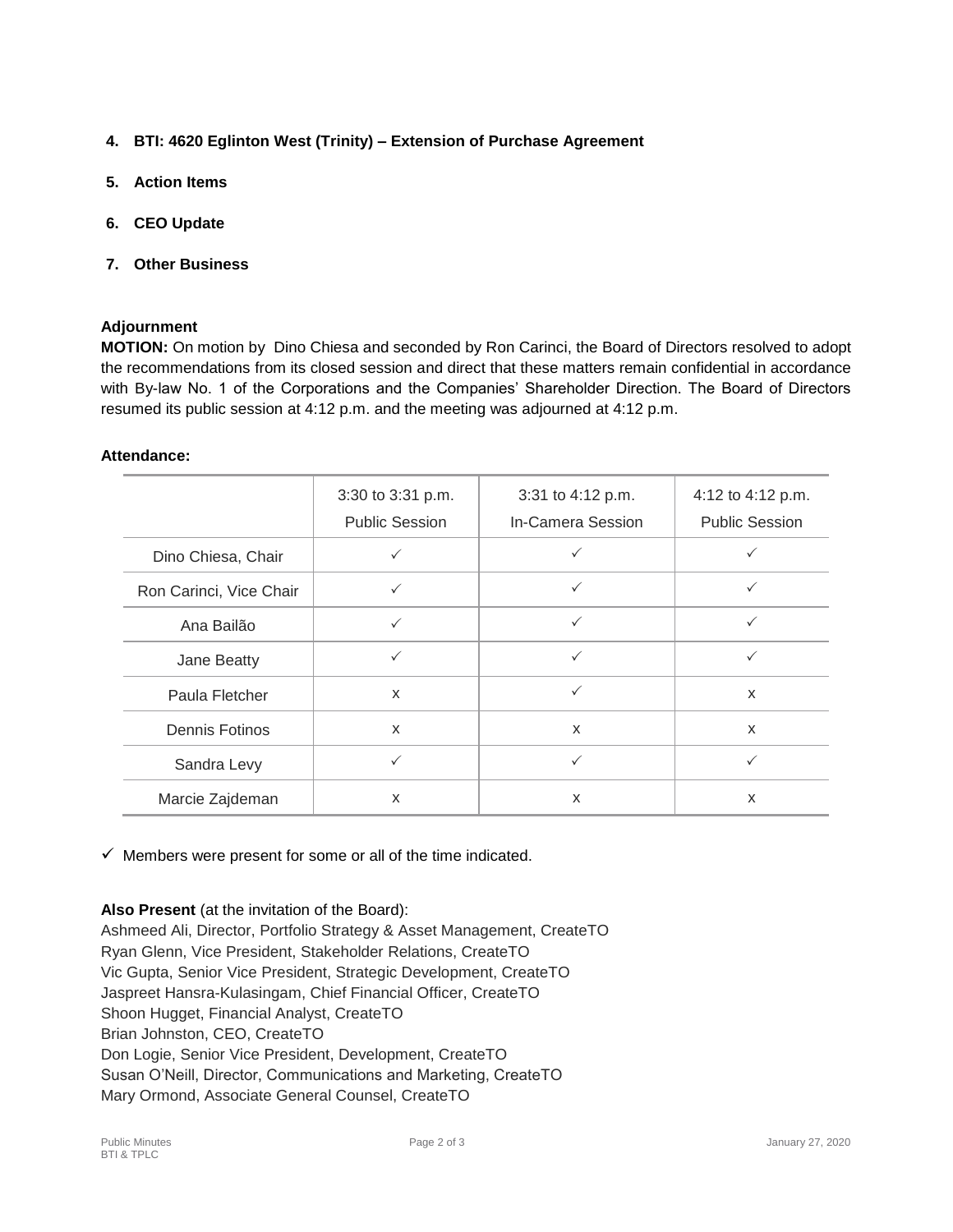4. **BTI: 4620 Eglinton West (Trinity) – Extension of Purchase Agreement**

5. **Action Items**

6. **CEO Update**

7. **Other Business**

**Adjournment**

**MOTION:** On motion by Dino Chiesa and seconded by Ron Carinci, the Board of Directors resolved to adopt the recommendations from its closed session and direct that these matters remain confidential in accordance with By-law No. 1 of the Corporations and the Companies' Shareholder Direction. The Board of Directors resumed its public session at 4:12 p.m. and the meeting was adjourned at 4:12 p.m.

**Attendance:**

| | 3:30 to 3:31 p.m. Public Session | 3:31 to 4:12 p.m. In-Camera Session | 4:12 to 4:12 p.m. Public Session |
|---|---|---|---|
| Dino Chiesa, Chair | ✓ | ✓ | ✓ |
| Ron Carinci, Vice Chair | ✓ | ✓ | ✓ |
| Ana Bailão | ✓ | ✓ | ✓ |
| Jane Beatty | ✓ | ✓ | ✓ |
| Paula Fletcher | x | ✓ | x |
| Dennis Fotinos | x | x | x |
| Sandra Levy | ✓ | ✓ | ✓ |
| Marcie Zajdeman | x | x | x |

✓ Members were present for some or all of the time indicated.

**Also Present** (at the invitation of the Board):
Ashmeed Ali, Director, Portfolio Strategy & Asset Management, CreateTO
Ryan Glenn, Vice President, Stakeholder Relations, CreateTO
Vic Gupta, Senior Vice President, Strategic Development, CreateTO
Jaspreet Hansra-Kulasingam, Chief Financial Officer, CreateTO
Shoon Hugget, Financial Analyst, CreateTO
Brian Johnston, CEO, CreateTO
Don Logie, Senior Vice President, Development, CreateTO
Susan O'Neill, Director, Communications and Marketing, CreateTO
Mary Ormond, Associate General Counsel, CreateTO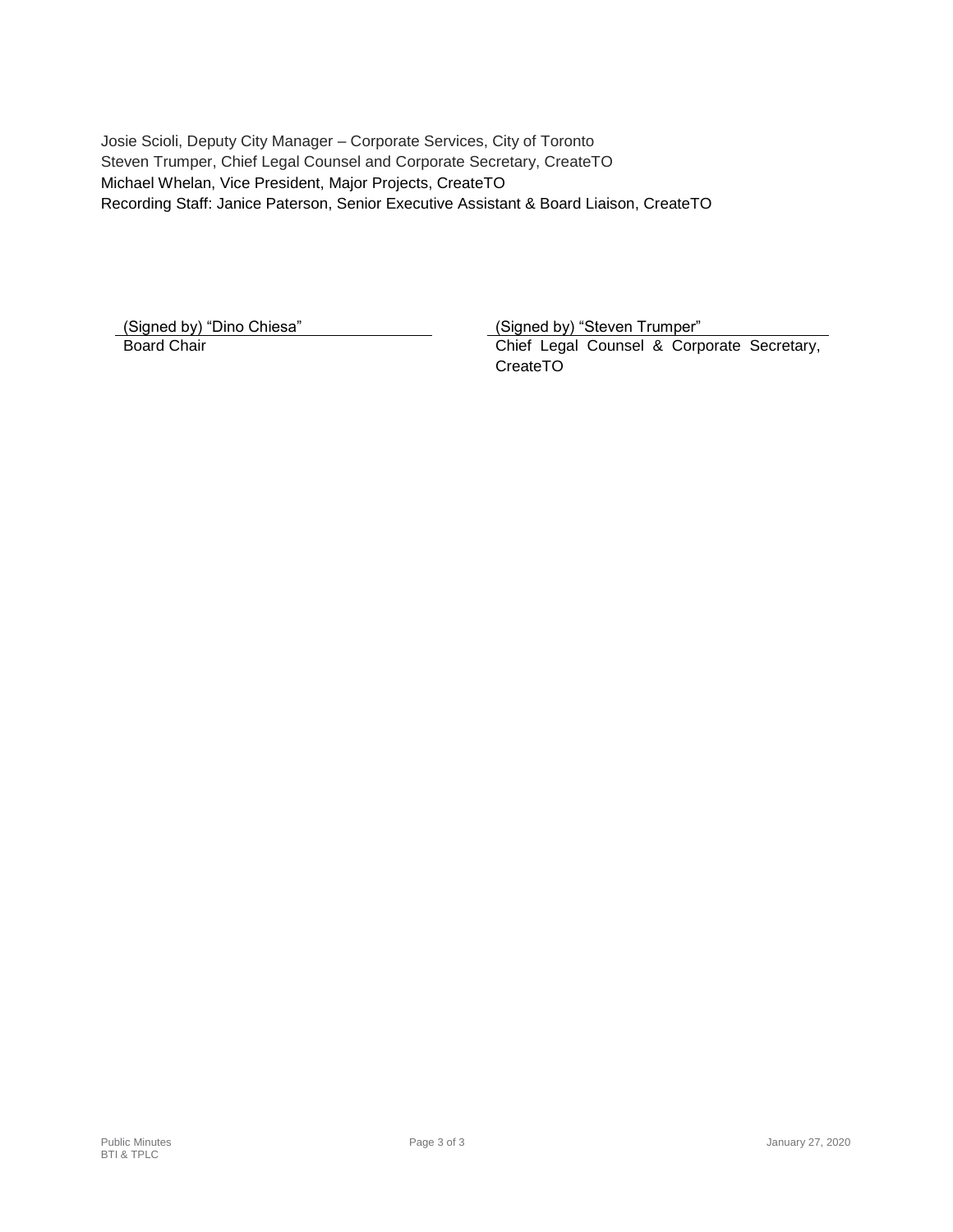Josie Scioli, Deputy City Manager – Corporate Services, City of Toronto
Steven Trumper, Chief Legal Counsel and Corporate Secretary, CreateTO
Michael Whelan, Vice President, Major Projects, CreateTO
Recording Staff: Janice Paterson, Senior Executive Assistant & Board Liaison, CreateTO

(Signed by) "Dino Chiesa"
Board Chair

(Signed by) "Steven Trumper"
Chief Legal Counsel & Corporate Secretary, CreateTO